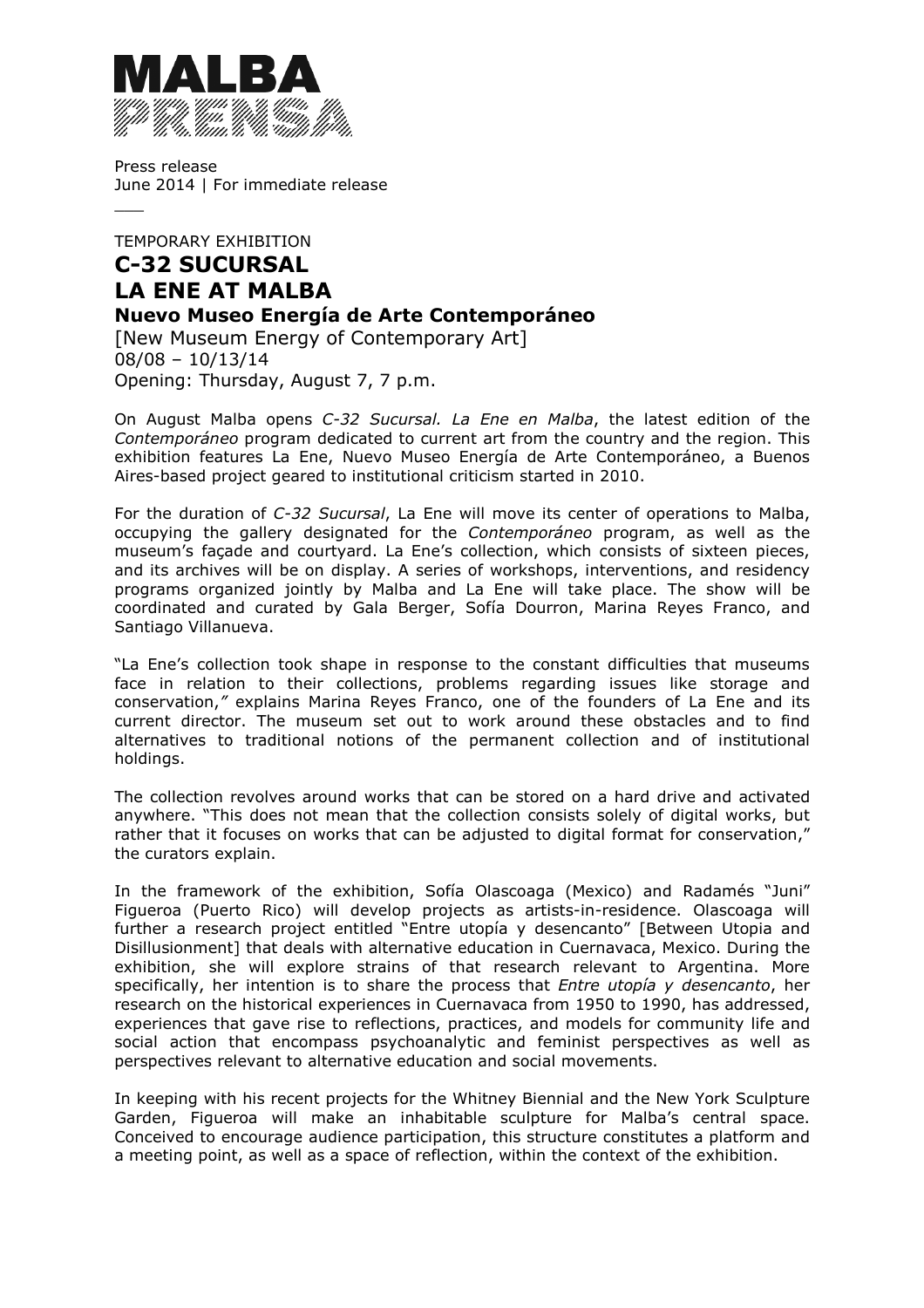**MALBA PRENSA**

Press release
June 2014 | For immediate release

TEMPORARY EXHIBITION

# C-32 SUCURSAL
# LA ENE AT MALBA
## Nuevo Museo Energía de Arte Contemporáneo

[New Museum Energy of Contemporary Art]
08/08 – 10/13/14
Opening: Thursday, August 7, 7 p.m.

On August Malba opens *C-32 Sucursal. La Ene en Malba*, the latest edition of the *Contemporáneo* program dedicated to current art from the country and the region. This exhibition features La Ene, Nuevo Museo Energía de Arte Contemporáneo, a Buenos Aires-based project geared to institutional criticism started in 2010.

For the duration of *C-32 Sucursal*, La Ene will move its center of operations to Malba, occupying the gallery designated for the *Contemporáneo* program, as well as the museum's façade and courtyard. La Ene's collection, which consists of sixteen pieces, and its archives will be on display. A series of workshops, interventions, and residency programs organized jointly by Malba and La Ene will take place. The show will be coordinated and curated by Gala Berger, Sofía Dourron, Marina Reyes Franco, and Santiago Villanueva.

"La Ene's collection took shape in response to the constant difficulties that museums face in relation to their collections, problems regarding issues like storage and conservation," explains Marina Reyes Franco, one of the founders of La Ene and its current director. The museum set out to work around these obstacles and to find alternatives to traditional notions of the permanent collection and of institutional holdings.

The collection revolves around works that can be stored on a hard drive and activated anywhere. "This does not mean that the collection consists solely of digital works, but rather that it focuses on works that can be adjusted to digital format for conservation," the curators explain.

In the framework of the exhibition, Sofía Olascoaga (Mexico) and Radamés "Juni" Figueroa (Puerto Rico) will develop projects as artists-in-residence. Olascoaga will further a research project entitled "Entre utopía y desencanto" [Between Utopia and Disillusionment] that deals with alternative education in Cuernavaca, Mexico. During the exhibition, she will explore strains of that research relevant to Argentina. More specifically, her intention is to share the process that *Entre utopía y desencanto*, her research on the historical experiences in Cuernavaca from 1950 to 1990, has addressed, experiences that gave rise to reflections, practices, and models for community life and social action that encompass psychoanalytic and feminist perspectives as well as perspectives relevant to alternative education and social movements.

In keeping with his recent projects for the Whitney Biennial and the New York Sculpture Garden, Figueroa will make an inhabitable sculpture for Malba's central space. Conceived to encourage audience participation, this structure constitutes a platform and a meeting point, as well as a space of reflection, within the context of the exhibition.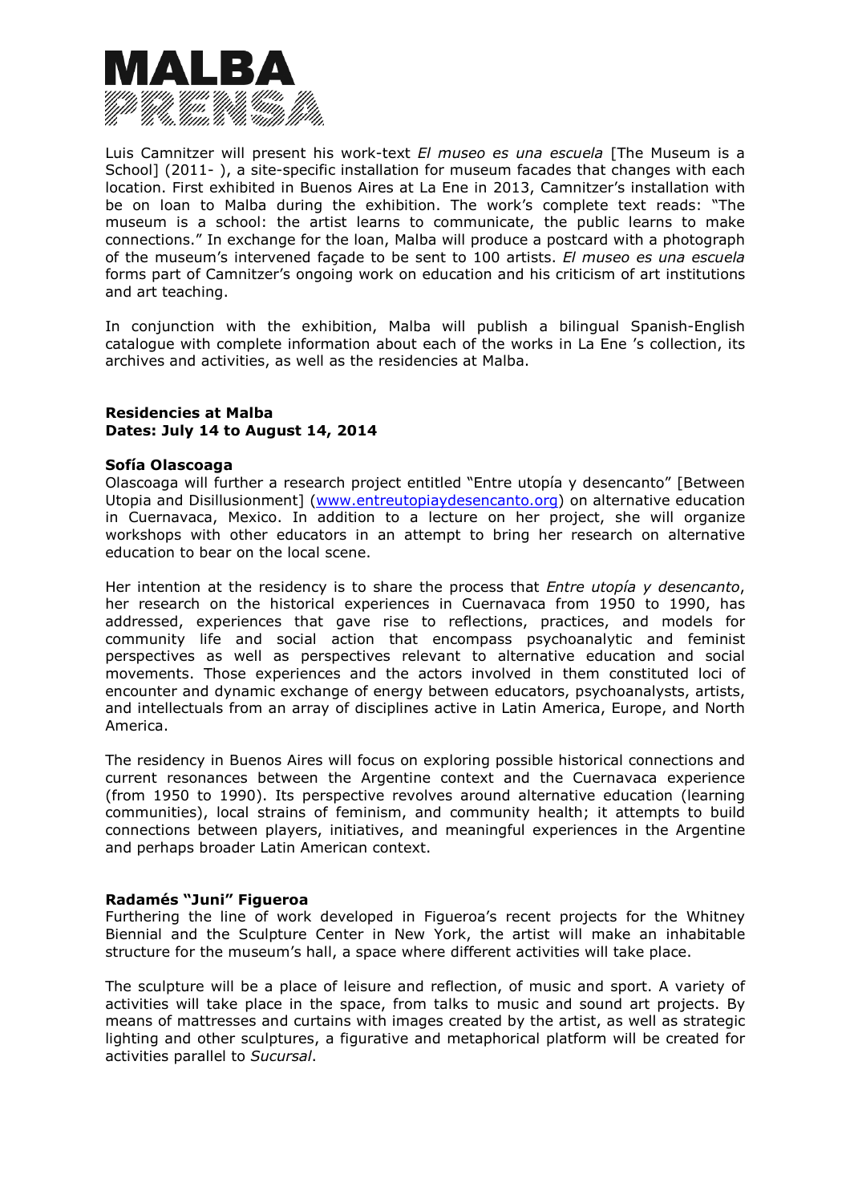Luis Camnitzer will present his work-text *El museo es una escuela* [The Museum is a School] (2011- ), a site-specific installation for museum facades that changes with each location. First exhibited in Buenos Aires at La Ene in 2013, Camnitzer's installation with be on loan to Malba during the exhibition. The work's complete text reads: "The museum is a school: the artist learns to communicate, the public learns to make connections." In exchange for the loan, Malba will produce a postcard with a photograph of the museum's intervened façade to be sent to 100 artists. *El museo es una escuela* forms part of Camnitzer's ongoing work on education and his criticism of art institutions and art teaching.

In conjunction with the exhibition, Malba will publish a bilingual Spanish-English catalogue with complete information about each of the works in La Ene 's collection, its archives and activities, as well as the residencies at Malba.

**Residencies at Malba**
**Dates: July 14 to August 14, 2014**

**Sofía Olascoaga**
Olascoaga will further a research project entitled "Entre utopía y desencanto" [Between Utopia and Disillusionment] (www.entreutopiaydesencanto.org) on alternative education in Cuernavaca, Mexico. In addition to a lecture on her project, she will organize workshops with other educators in an attempt to bring her research on alternative education to bear on the local scene.

Her intention at the residency is to share the process that *Entre utopía y desencanto*, her research on the historical experiences in Cuernavaca from 1950 to 1990, has addressed, experiences that gave rise to reflections, practices, and models for community life and social action that encompass psychoanalytic and feminist perspectives as well as perspectives relevant to alternative education and social movements. Those experiences and the actors involved in them constituted loci of encounter and dynamic exchange of energy between educators, psychoanalysts, artists, and intellectuals from an array of disciplines active in Latin America, Europe, and North America.

The residency in Buenos Aires will focus on exploring possible historical connections and current resonances between the Argentine context and the Cuernavaca experience (from 1950 to 1990). Its perspective revolves around alternative education (learning communities), local strains of feminism, and community health; it attempts to build connections between players, initiatives, and meaningful experiences in the Argentine and perhaps broader Latin American context.

**Radamés "Juni" Figueroa**
Furthering the line of work developed in Figueroa's recent projects for the Whitney Biennial and the Sculpture Center in New York, the artist will make an inhabitable structure for the museum's hall, a space where different activities will take place.

The sculpture will be a place of leisure and reflection, of music and sport. A variety of activities will take place in the space, from talks to music and sound art projects. By means of mattresses and curtains with images created by the artist, as well as strategic lighting and other sculptures, a figurative and metaphorical platform will be created for activities parallel to *Sucursal*.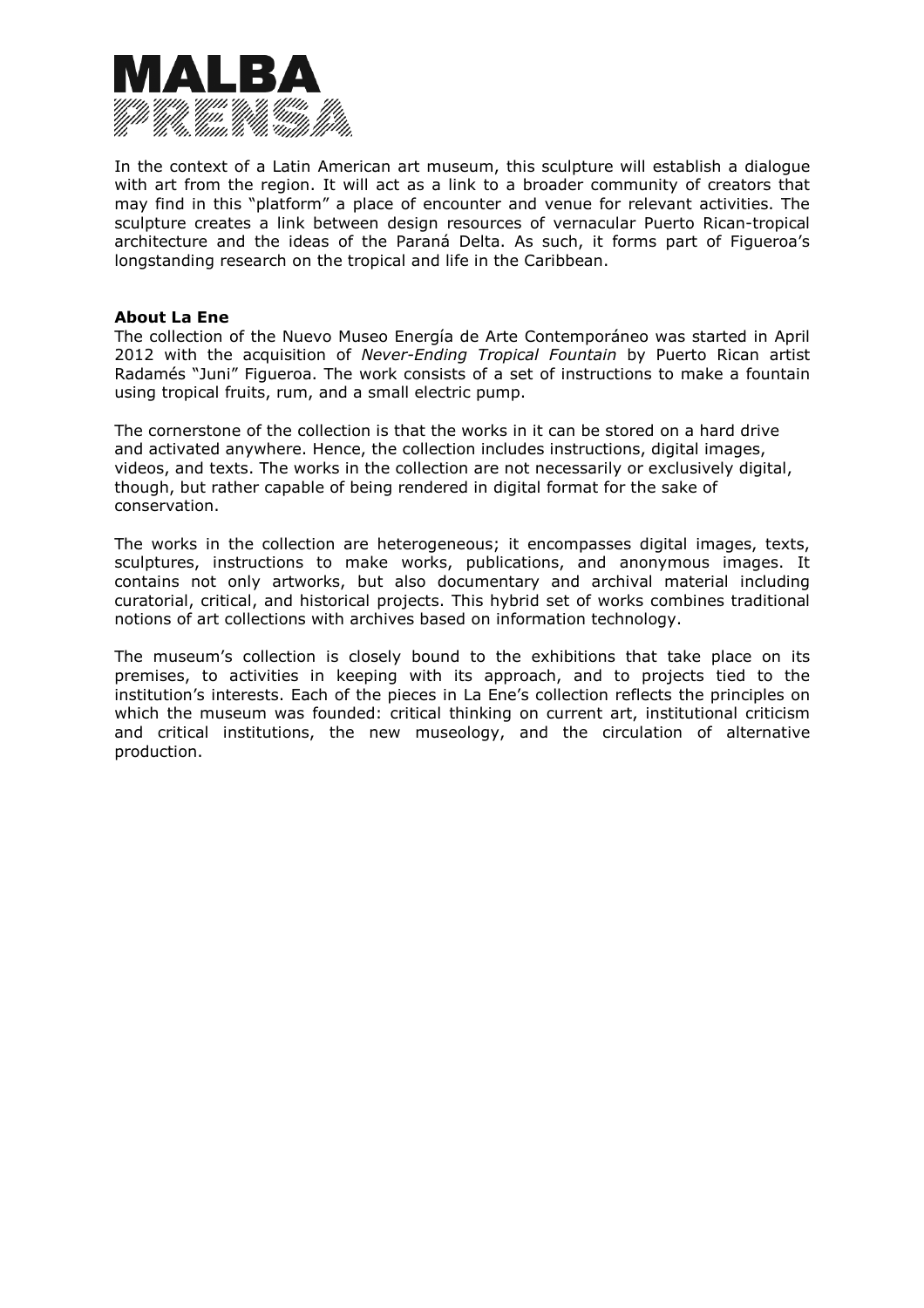In the context of a Latin American art museum, this sculpture will establish a dialogue with art from the region. It will act as a link to a broader community of creators that may find in this "platform" a place of encounter and venue for relevant activities. The sculpture creates a link between design resources of vernacular Puerto Rican-tropical architecture and the ideas of the Paraná Delta. As such, it forms part of Figueroa's longstanding research on the tropical and life in the Caribbean.

**About La Ene**

The collection of the Nuevo Museo Energía de Arte Contemporáneo was started in April 2012 with the acquisition of *Never-Ending Tropical Fountain* by Puerto Rican artist Radamés "Juni" Figueroa. The work consists of a set of instructions to make a fountain using tropical fruits, rum, and a small electric pump.

The cornerstone of the collection is that the works in it can be stored on a hard drive and activated anywhere. Hence, the collection includes instructions, digital images, videos, and texts. The works in the collection are not necessarily or exclusively digital, though, but rather capable of being rendered in digital format for the sake of conservation.

The works in the collection are heterogeneous; it encompasses digital images, texts, sculptures, instructions to make works, publications, and anonymous images. It contains not only artworks, but also documentary and archival material including curatorial, critical, and historical projects. This hybrid set of works combines traditional notions of art collections with archives based on information technology.

The museum's collection is closely bound to the exhibitions that take place on its premises, to activities in keeping with its approach, and to projects tied to the institution's interests. Each of the pieces in La Ene's collection reflects the principles on which the museum was founded: critical thinking on current art, institutional criticism and critical institutions, the new museology, and the circulation of alternative production.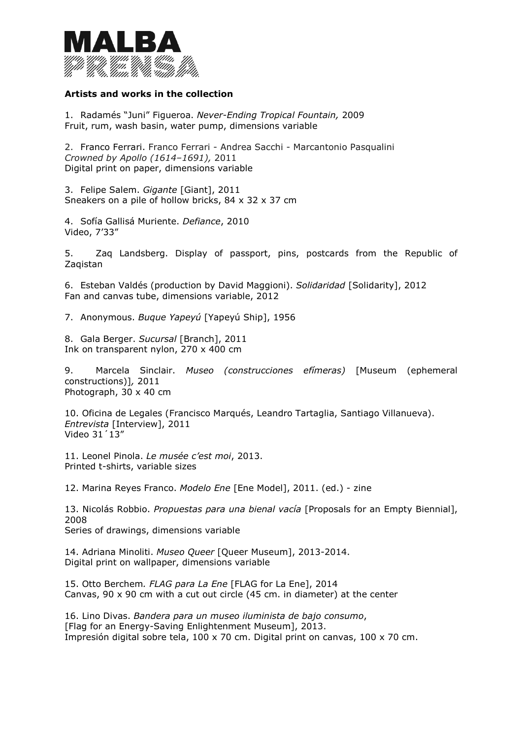**Artists and works in the collection**

1. Radamés "Juni" Figueroa. *Never-Ending Tropical Fountain,* 2009
Fruit, rum, wash basin, water pump, dimensions variable

2. Franco Ferrari. Franco Ferrari - Andrea Sacchi - Marcantonio Pasqualini
*Crowned by Apollo (1614–1691),* 2011
Digital print on paper, dimensions variable

3. Felipe Salem. *Gigante* [Giant], 2011
Sneakers on a pile of hollow bricks, 84 x 32 x 37 cm

4. Sofía Gallisá Muriente. *Defiance*, 2010
Video, 7'33"

5. Zaq Landsberg. Display of passport, pins, postcards from the Republic of Zaqistan

6. Esteban Valdés (production by David Maggioni). *Solidaridad* [Solidarity], 2012
Fan and canvas tube, dimensions variable, 2012

7. Anonymous. *Buque Yapeyú* [Yapeyú Ship], 1956

8. Gala Berger. *Sucursal* [Branch], 2011
Ink on transparent nylon, 270 x 400 cm

9. Marcela Sinclair. *Museo (construcciones efímeras)* [Museum (ephemeral constructions)], 2011
Photograph, 30 x 40 cm

10. Oficina de Legales (Francisco Marqués, Leandro Tartaglia, Santiago Villanueva). *Entrevista* [Interview], 2011
Video 31´13"

11. Leonel Pinola. *Le musée c'est moi*, 2013.
Printed t-shirts, variable sizes

12. Marina Reyes Franco. *Modelo Ene* [Ene Model], 2011. (ed.) - zine

13. Nicolás Robbio. *Propuestas para una bienal vacía* [Proposals for an Empty Biennial], 2008
Series of drawings, dimensions variable

14. Adriana Minoliti. *Museo Queer* [Queer Museum], 2013-2014.
Digital print on wallpaper, dimensions variable

15. Otto Berchem. *FLAG para La Ene* [FLAG for La Ene], 2014
Canvas, 90 x 90 cm with a cut out circle (45 cm. in diameter) at the center

16. Lino Divas. *Bandera para un museo iluminista de bajo consumo*, [Flag for an Energy-Saving Enlightenment Museum], 2013.
Impresión digital sobre tela, 100 x 70 cm. Digital print on canvas, 100 x 70 cm.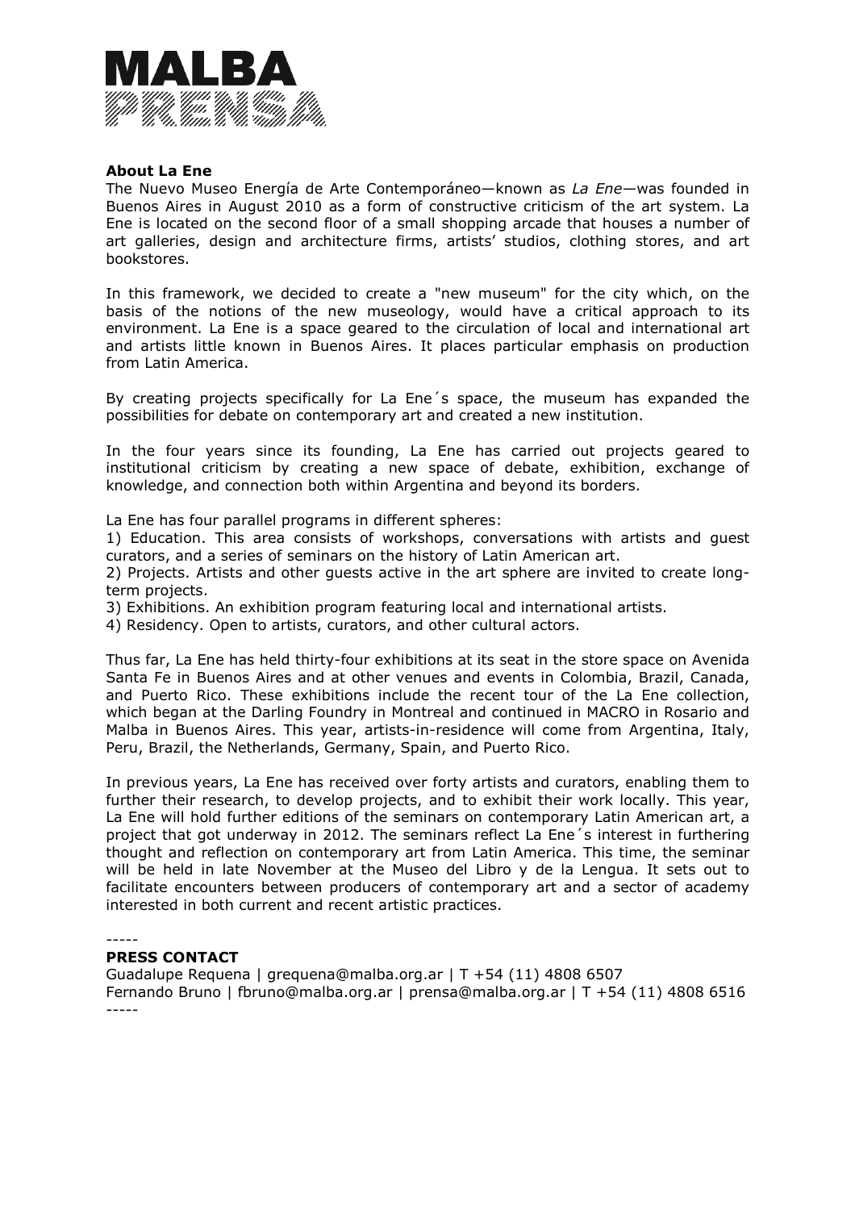**About La Ene**

The Nuevo Museo Energía de Arte Contemporáneo—known as *La Ene*—was founded in Buenos Aires in August 2010 as a form of constructive criticism of the art system. La Ene is located on the second floor of a small shopping arcade that houses a number of art galleries, design and architecture firms, artists' studios, clothing stores, and art bookstores.

In this framework, we decided to create a "new museum" for the city which, on the basis of the notions of the new museology, would have a critical approach to its environment. La Ene is a space geared to the circulation of local and international art and artists little known in Buenos Aires. It places particular emphasis on production from Latin America.

By creating projects specifically for La Ene´s space, the museum has expanded the possibilities for debate on contemporary art and created a new institution.

In the four years since its founding, La Ene has carried out projects geared to institutional criticism by creating a new space of debate, exhibition, exchange of knowledge, and connection both within Argentina and beyond its borders.

La Ene has four parallel programs in different spheres:

1) Education. This area consists of workshops, conversations with artists and guest curators, and a series of seminars on the history of Latin American art.
2) Projects. Artists and other guests active in the art sphere are invited to create long-term projects.
3) Exhibitions. An exhibition program featuring local and international artists.
4) Residency. Open to artists, curators, and other cultural actors.

Thus far, La Ene has held thirty-four exhibitions at its seat in the store space on Avenida Santa Fe in Buenos Aires and at other venues and events in Colombia, Brazil, Canada, and Puerto Rico. These exhibitions include the recent tour of the La Ene collection, which began at the Darling Foundry in Montreal and continued in MACRO in Rosario and Malba in Buenos Aires. This year, artists-in-residence will come from Argentina, Italy, Peru, Brazil, the Netherlands, Germany, Spain, and Puerto Rico.

In previous years, La Ene has received over forty artists and curators, enabling them to further their research, to develop projects, and to exhibit their work locally. This year, La Ene will hold further editions of the seminars on contemporary Latin American art, a project that got underway in 2012. The seminars reflect La Ene´s interest in furthering thought and reflection on contemporary art from Latin America. This time, the seminar will be held in late November at the Museo del Libro y de la Lengua. It sets out to facilitate encounters between producers of contemporary art and a sector of academy interested in both current and recent artistic practices.

-----

**PRESS CONTACT**

Guadalupe Requena | grequena@malba.org.ar | T +54 (11) 4808 6507
Fernando Bruno | fbruno@malba.org.ar | prensa@malba.org.ar | T +54 (11) 4808 6516

-----